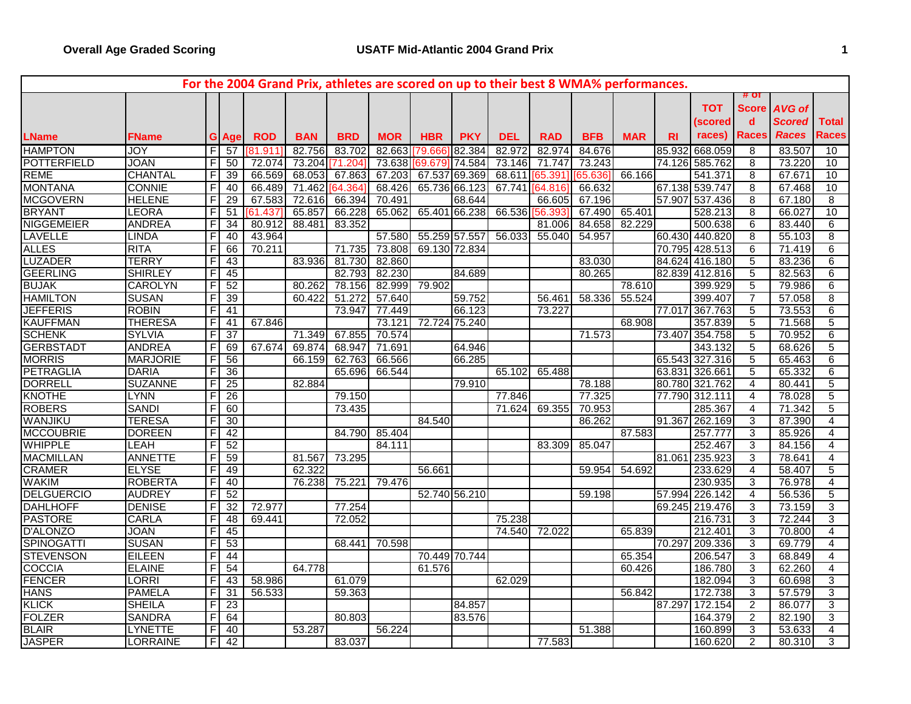**Overall Age Graded Scoring** **USATF Mid-Atlantic 2004 Grand Prix**

**For the 2004 Grand Prix, athletes are scored on up to their best 8 WMA% performances.**

| LName | FName | G | Age | ROD | BAN | BRD | MOR | HBR | PKY | DEL | RAD | BFB | MAR | RI | TOT (scored races) | # of Scored Races | *AVG of Scored Races* | Total Races |
|---|---|---|---|---|---|---|---|---|---|---|---|---|---|---|---|---|---|---|
| HAMPTON | JOY | F | 57 | [81.911] | 82.756 | 83.702 | 82.663 | [79.666] | 82.384 | 82.972 | 82.974 | 84.676 | | 85.932 | 668.059 | 8 | 83.507 | 10 |
| POTTERFIELD | JOAN | F | 50 | 72.074 | 73.204 | [71.204] | 73.638 | [69.679] | 74.584 | 73.146 | 71.747 | 73.243 | | 74.126 | 585.762 | 8 | 73.220 | 10 |
| REME | CHANTAL | F | 39 | 66.569 | 68.053 | 67.863 | 67.203 | 67.537 | 69.369 | 68.611 | [65.391] | [65.636] | 66.166 | | 541.371 | 8 | 67.671 | 10 |
| MONTANA | CONNIE | F | 40 | 66.489 | 71.462 | [64.364] | 68.426 | 65.736 | 66.123 | 67.741 | [64.816] | 66.632 | | 67.138 | 539.747 | 8 | 67.468 | 10 |
| MCGOVERN | HELENE | F | 29 | 67.583 | 72.616 | 66.394 | 70.491 | | 68.644 | | 66.605 | 67.196 | | 57.907 | 537.436 | 8 | 67.180 | 8 |
| BRYANT | LEORA | F | 51 | [61.437] | 65.857 | 66.228 | 65.062 | 65.401 | 66.238 | 66.536 | [56.393] | 67.490 | 65.401 | | 528.213 | 8 | 66.027 | 10 |
| NIGGEMEIER | ANDREA | F | 34 | 80.912 | 88.481 | 83.352 | | | | | 81.006 | 84.658 | 82.229 | | 500.638 | 6 | 83.440 | 6 |
| LAVELLE | LINDA | F | 40 | 43.964 | | | 57.580 | 55.259 | 57.557 | 56.033 | 55.040 | 54.957 | | 60.430 | 440.820 | 8 | 55.103 | 8 |
| ALLES | RITA | F | 66 | 70.211 | | 71.735 | 73.808 | 69.130 | 72.834 | | | | | 70.795 | 428.513 | 6 | 71.419 | 6 |
| LUZADER | TERRY | F | 43 | | 83.936 | 81.730 | 82.860 | | | | | 83.030 | | 84.624 | 416.180 | 5 | 83.236 | 6 |
| GEERLING | SHIRLEY | F | 45 | | | 82.793 | 82.230 | | 84.689 | | | 80.265 | | 82.839 | 412.816 | 5 | 82.563 | 6 |
| BUJAK | CAROLYN | F | 52 | | 80.262 | 78.156 | 82.999 | 79.902 | | | | | 78.610 | | 399.929 | 5 | 79.986 | 6 |
| HAMILTON | SUSAN | F | 39 | | 60.422 | 51.272 | 57.640 | | 59.752 | | 56.461 | 58.336 | 55.524 | | 399.407 | 7 | 57.058 | 8 |
| JEFFERIS | ROBIN | F | 41 | | | 73.947 | 77.449 | | 66.123 | | 73.227 | | | 77.017 | 367.763 | 5 | 73.553 | 6 |
| KAUFFMAN | THERESA | F | 41 | 67.846 | | | 73.121 | 72.724 | 75.240 | | | | 68.908 | | 357.839 | 5 | 71.568 | 5 |
| SCHENK | SYLVIA | F | 37 | | 71.349 | 67.855 | 70.574 | | | | | 71.573 | | 73.407 | 354.758 | 5 | 70.952 | 6 |
| GERBSTADT | ANDREA | F | 69 | 67.674 | 69.874 | 68.947 | 71.691 | | 64.946 | | | | | | 343.132 | 5 | 68.626 | 5 |
| MORRIS | MARJORIE | F | 56 | | 66.159 | 62.763 | 66.566 | | 66.285 | | | | | 65.543 | 327.316 | 5 | 65.463 | 6 |
| PETRAGLIA | DARIA | F | 36 | | | 65.696 | 66.544 | | | 65.102 | 65.488 | | | 63.831 | 326.661 | 5 | 65.332 | 6 |
| DORRELL | SUZANNE | F | 25 | | 82.884 | | | | 79.910 | | | 78.188 | | 80.780 | 321.762 | 4 | 80.441 | 5 |
| KNOTHE | LYNN | F | 26 | | | 79.150 | | | | 77.846 | | 77.325 | | 77.790 | 312.111 | 4 | 78.028 | 5 |
| ROBERS | SANDI | F | 60 | | | 73.435 | | | | 71.624 | 69.355 | 70.953 | | | 285.367 | 4 | 71.342 | 5 |
| WANJIKU | TERESA | F | 30 | | | | | 84.540 | | | | 86.262 | | 91.367 | 262.169 | 3 | 87.390 | 4 |
| MCCOUBRIE | DOREEN | F | 42 | | | 84.790 | 85.404 | | | | | | 87.583 | | 257.777 | 3 | 85.926 | 4 |
| WHIPPLE | LEAH | F | 52 | | | | 84.111 | | | | 83.309 | 85.047 | | | 252.467 | 3 | 84.156 | 4 |
| MACMILLAN | ANNETTE | F | 59 | | 81.567 | 73.295 | | | | | | | | 81.061 | 235.923 | 3 | 78.641 | 4 |
| CRAMER | ELYSE | F | 49 | | 62.322 | | | 56.661 | | | | 59.954 | 54.692 | | 233.629 | 4 | 58.407 | 5 |
| WAKIM | ROBERTA | F | 40 | | 76.238 | 75.221 | 79.476 | | | | | | | | 230.935 | 3 | 76.978 | 4 |
| DELGUERCIO | AUDREY | F | 52 | | | | | 52.740 | 56.210 | | | 59.198 | | 57.994 | 226.142 | 4 | 56.536 | 5 |
| DAHLHOFF | DENISE | F | 32 | 72.977 | | 77.254 | | | | | | | | 69.245 | 219.476 | 3 | 73.159 | 3 |
| PASTORE | CARLA | F | 48 | 69.441 | | 72.052 | | | | 75.238 | | | | | 216.731 | 3 | 72.244 | 3 |
| D'ALONZO | JOAN | F | 45 | | | | | | | 74.540 | 72.022 | | 65.839 | | 212.401 | 3 | 70.800 | 4 |
| SPINOGATTI | SUSAN | F | 53 | | | 68.441 | 70.598 | | | | | | | 70.297 | 209.336 | 3 | 69.779 | 4 |
| STEVENSON | EILEEN | F | 44 | | | | | 70.449 | 70.744 | | | | 65.354 | | 206.547 | 3 | 68.849 | 4 |
| COCCIA | ELAINE | F | 54 | | 64.778 | | | 61.576 | | | | | 60.426 | | 186.780 | 3 | 62.260 | 4 |
| FENCER | LORRI | F | 43 | 58.986 | | 61.079 | | | | 62.029 | | | | | 182.094 | 3 | 60.698 | 3 |
| HANS | PAMELA | F | 31 | 56.533 | | 59.363 | | | | | | | 56.842 | | 172.738 | 3 | 57.579 | 3 |
| KLICK | SHEILA | F | 23 | | | | | | 84.857 | | | | | 87.297 | 172.154 | 2 | 86.077 | 3 |
| FOLZER | SANDRA | F | 64 | | | 80.803 | | | 83.576 | | | | | | 164.379 | 2 | 82.190 | 3 |
| BLAIR | LYNETTE | F | 40 | | 53.287 | | 56.224 | | | | | 51.388 | | | 160.899 | 3 | 53.633 | 4 |
| JASPER | LORRAINE | F | 42 | | | 83.037 | | | | | 77.583 | | | | 160.620 | 2 | 80.310 | 3 |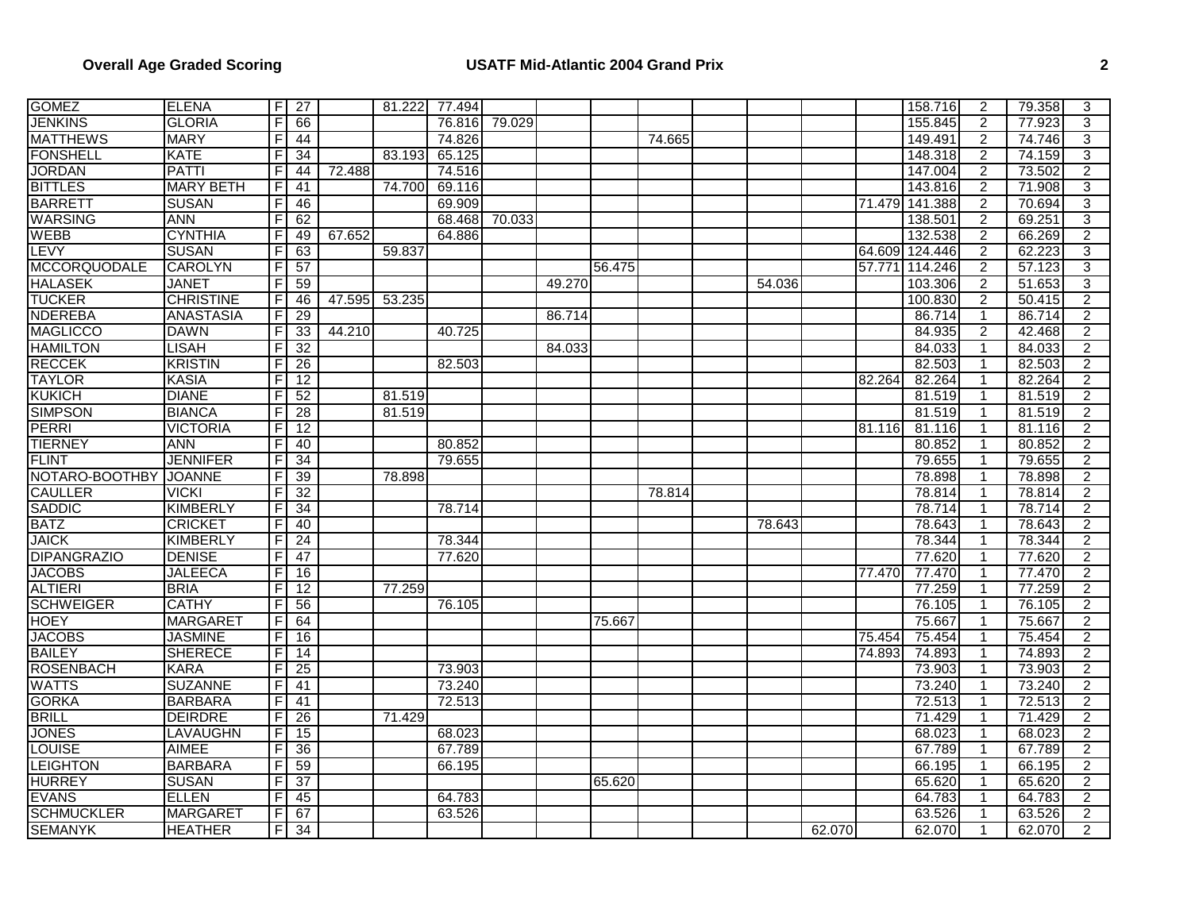| | | | | | | | | | | | | | | | | | | |
|---|---|---|---|---|---|---|---|---|---|---|---|---|---|---|---|---|---|---|
| GOMEZ | ELENA | F | 27 | | 81.222 | 77.494 | | | | | | | | | 158.716 | 2 | 79.358 | 3 |
| JENKINS | GLORIA | F | 66 | | | 76.816 | 79.029 | | | | | | | | 155.845 | 2 | 77.923 | 3 |
| MATTHEWS | MARY | F | 44 | | | 74.826 | | | | 74.665 | | | | | 149.491 | 2 | 74.746 | 3 |
| FONSHELL | KATE | F | 34 | | 83.193 | 65.125 | | | | | | | | | 148.318 | 2 | 74.159 | 3 |
| JORDAN | PATTI | F | 44 | 72.488 | | 74.516 | | | | | | | | | 147.004 | 2 | 73.502 | 2 |
| BITTLES | MARY BETH | F | 41 | | 74.700 | 69.116 | | | | | | | | | 143.816 | 2 | 71.908 | 3 |
| BARRETT | SUSAN | F | 46 | | | 69.909 | | | | | | | | 71.479 | 141.388 | 2 | 70.694 | 3 |
| WARSING | ANN | F | 62 | | | 68.468 | 70.033 | | | | | | | | 138.501 | 2 | 69.251 | 3 |
| WEBB | CYNTHIA | F | 49 | 67.652 | | 64.886 | | | | | | | | | 132.538 | 2 | 66.269 | 2 |
| LEVY | SUSAN | F | 63 | | 59.837 | | | | | | | | | 64.609 | 124.446 | 2 | 62.223 | 3 |
| MCCORQUODALE | CAROLYN | F | 57 | | | | | | 56.475 | | | | | 57.771 | 114.246 | 2 | 57.123 | 3 |
| HALASEK | JANET | F | 59 | | | | | 49.270 | | | | 54.036 | | | 103.306 | 2 | 51.653 | 3 |
| TUCKER | CHRISTINE | F | 46 | 47.595 | 53.235 | | | | | | | | | | 100.830 | 2 | 50.415 | 2 |
| NDEREBA | ANASTASIA | F | 29 | | | | | 86.714 | | | | | | | 86.714 | 1 | 86.714 | 2 |
| MAGLICCO | DAWN | F | 33 | 44.210 | | 40.725 | | | | | | | | | 84.935 | 2 | 42.468 | 2 |
| HAMILTON | LISAH | F | 32 | | | | | 84.033 | | | | | | | 84.033 | 1 | 84.033 | 2 |
| RECCEK | KRISTIN | F | 26 | | | 82.503 | | | | | | | | | 82.503 | 1 | 82.503 | 2 |
| TAYLOR | KASIA | F | 12 | | | | | | | | | | | 82.264 | 82.264 | 1 | 82.264 | 2 |
| KUKICH | DIANE | F | 52 | | 81.519 | | | | | | | | | | 81.519 | 1 | 81.519 | 2 |
| SIMPSON | BIANCA | F | 28 | | 81.519 | | | | | | | | | | 81.519 | 1 | 81.519 | 2 |
| PERRI | VICTORIA | F | 12 | | | | | | | | | | | 81.116 | 81.116 | 1 | 81.116 | 2 |
| TIERNEY | ANN | F | 40 | | | 80.852 | | | | | | | | | 80.852 | 1 | 80.852 | 2 |
| FLINT | JENNIFER | F | 34 | | | 79.655 | | | | | | | | | 79.655 | 1 | 79.655 | 2 |
| NOTARO-BOOTHBY | JOANNE | F | 39 | | 78.898 | | | | | | | | | | 78.898 | 1 | 78.898 | 2 |
| CAULLER | VICKI | F | 32 | | | | | | | 78.814 | | | | | 78.814 | 1 | 78.814 | 2 |
| SADDIC | KIMBERLY | F | 34 | | | 78.714 | | | | | | | | | 78.714 | 1 | 78.714 | 2 |
| BATZ | CRICKET | F | 40 | | | | | | | | | 78.643 | | | 78.643 | 1 | 78.643 | 2 |
| JAICK | KIMBERLY | F | 24 | | | 78.344 | | | | | | | | | 78.344 | 1 | 78.344 | 2 |
| DIPANGRAZIO | DENISE | F | 47 | | | 77.620 | | | | | | | | | 77.620 | 1 | 77.620 | 2 |
| JACOBS | JALEECA | F | 16 | | | | | | | | | | | 77.470 | 77.470 | 1 | 77.470 | 2 |
| ALTIERI | BRIA | F | 12 | | 77.259 | | | | | | | | | | 77.259 | 1 | 77.259 | 2 |
| SCHWEIGER | CATHY | F | 56 | | | 76.105 | | | | | | | | | 76.105 | 1 | 76.105 | 2 |
| HOEY | MARGARET | F | 64 | | | | | | 75.667 | | | | | | 75.667 | 1 | 75.667 | 2 |
| JACOBS | JASMINE | F | 16 | | | | | | | | | | | 75.454 | 75.454 | 1 | 75.454 | 2 |
| BAILEY | SHERECE | F | 14 | | | | | | | | | | | 74.893 | 74.893 | 1 | 74.893 | 2 |
| ROSENBACH | KARA | F | 25 | | | 73.903 | | | | | | | | | 73.903 | 1 | 73.903 | 2 |
| WATTS | SUZANNE | F | 41 | | | 73.240 | | | | | | | | | 73.240 | 1 | 73.240 | 2 |
| GORKA | BARBARA | F | 41 | | | 72.513 | | | | | | | | | 72.513 | 1 | 72.513 | 2 |
| BRILL | DEIRDRE | F | 26 | | 71.429 | | | | | | | | | | 71.429 | 1 | 71.429 | 2 |
| JONES | LAVAUGHN | F | 15 | | | 68.023 | | | | | | | | | 68.023 | 1 | 68.023 | 2 |
| LOUISE | AIMEE | F | 36 | | | 67.789 | | | | | | | | | 67.789 | 1 | 67.789 | 2 |
| LEIGHTON | BARBARA | F | 59 | | | 66.195 | | | | | | | | | 66.195 | 1 | 66.195 | 2 |
| HURREY | SUSAN | F | 37 | | | | | | 65.620 | | | | | | 65.620 | 1 | 65.620 | 2 |
| EVANS | ELLEN | F | 45 | | | 64.783 | | | | | | | | | 64.783 | 1 | 64.783 | 2 |
| SCHMUCKLER | MARGARET | F | 67 | | | 63.526 | | | | | | | | | 63.526 | 1 | 63.526 | 2 |
| SEMANYK | HEATHER | F | 34 | | | | | | | | | | 62.070 | | 62.070 | 1 | 62.070 | 2 |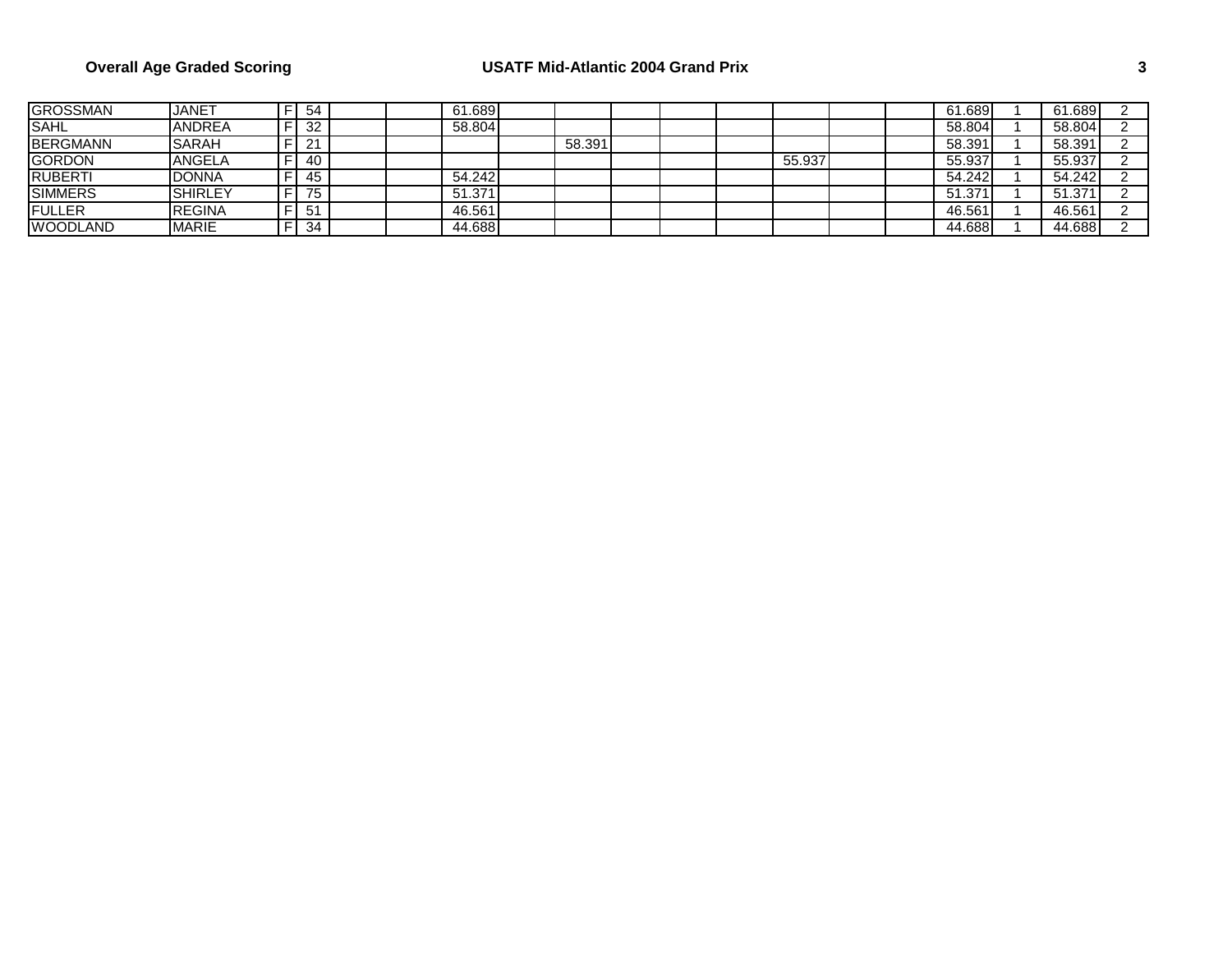| | | | | | | | | | | | | | | | | | | |
|---|---|---|---|---|---|---|---|---|---|---|---|---|---|---|---|---|---|---|
| GROSSMAN | JANET | F | 54 | | | 61.689 | | | | | | | | | 61.689 | 1 | 61.689 | 2 |
| SAHL | ANDREA | F | 32 | | | 58.804 | | | | | | | | | 58.804 | 1 | 58.804 | 2 |
| BERGMANN | SARAH | F | 21 | | | | | 58.391 | | | | | | | 58.391 | 1 | 58.391 | 2 |
| GORDON | ANGELA | F | 40 | | | | | | | | | 55.937 | | | 55.937 | 1 | 55.937 | 2 |
| RUBERTI | DONNA | F | 45 | | | 54.242 | | | | | | | | | 54.242 | 1 | 54.242 | 2 |
| SIMMERS | SHIRLEY | F | 75 | | | 51.371 | | | | | | | | | 51.371 | 1 | 51.371 | 2 |
| FULLER | REGINA | F | 51 | | | 46.561 | | | | | | | | | 46.561 | 1 | 46.561 | 2 |
| WOODLAND | MARIE | F | 34 | | | 44.688 | | | | | | | | | 44.688 | 1 | 44.688 | 2 |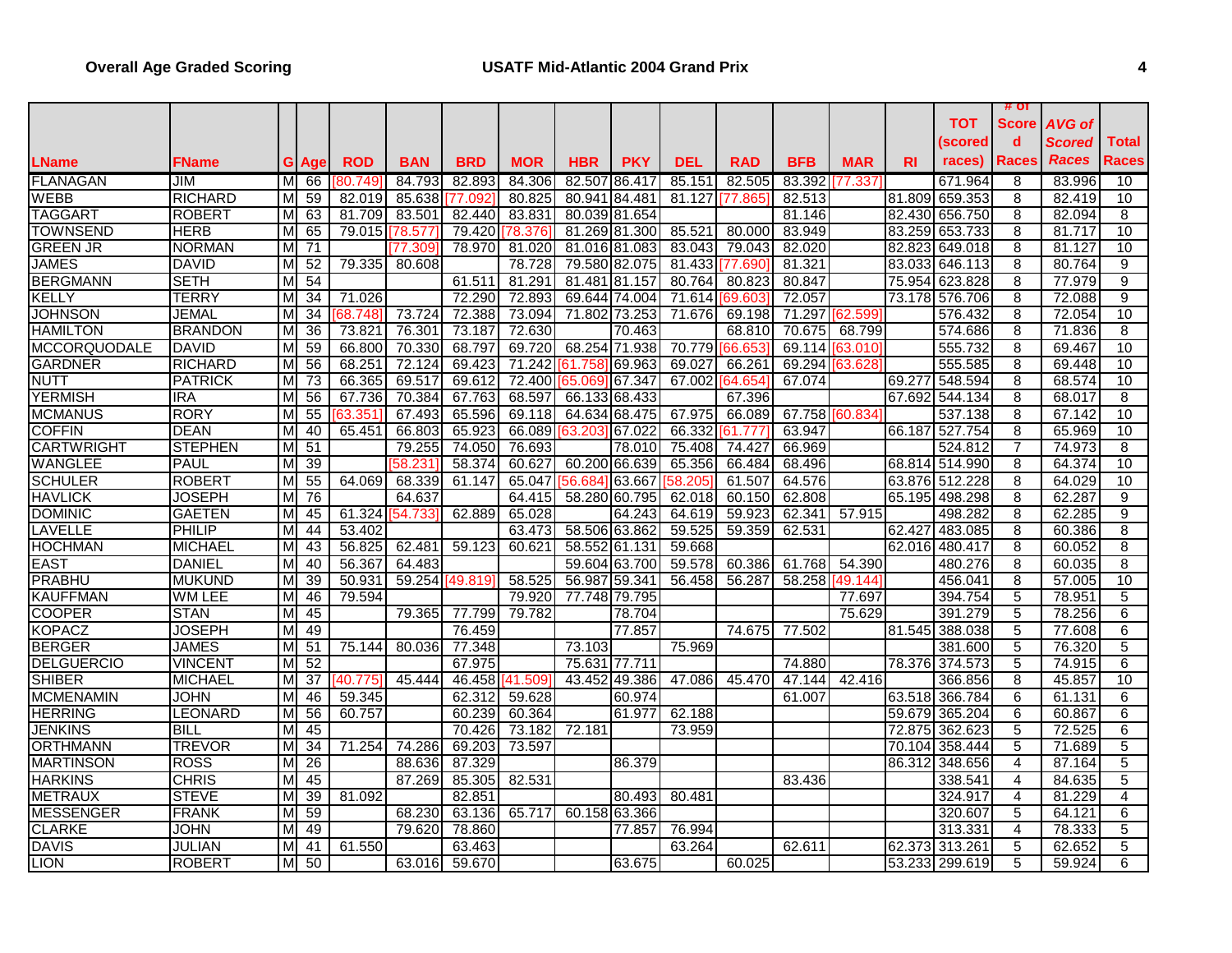| LName | FName | G | Age | ROD | BAN | BRD | MOR | HBR | PKY | DEL | RAD | BFB | MAR | RI | TOT (scored races) | # of Scored Races | *AVG of Scored Races* | Total Races |
|---|---|---|---|---|---|---|---|---|---|---|---|---|---|---|---|---|---|---|
| FLANAGAN | JIM | M | 66 | [80.749] | 84.793 | 82.893 | 84.306 | 82.507 | 86.417 | 85.151 | 82.505 | 83.392 | [77.337] | | 671.964 | 8 | 83.996 | 10 |
| WEBB | RICHARD | M | 59 | 82.019 | 85.638 | [77.092] | 80.825 | 80.941 | 84.481 | 81.127 | [77.865] | 82.513 | | 81.809 | 659.353 | 8 | 82.419 | 10 |
| TAGGART | ROBERT | M | 63 | 81.709 | 83.501 | 82.440 | 83.831 | 80.039 | 81.654 | | | 81.146 | | 82.430 | 656.750 | 8 | 82.094 | 8 |
| TOWNSEND | HERB | M | 65 | 79.015 | [78.577] | 79.420 | [78.376] | 81.269 | 81.300 | 85.521 | 80.000 | 83.949 | | 83.259 | 653.733 | 8 | 81.717 | 10 |
| GREEN JR | NORMAN | M | 71 | | [77.309] | 78.970 | 81.020 | 81.016 | 81.083 | 83.043 | 79.043 | 82.020 | | 82.823 | 649.018 | 8 | 81.127 | 10 |
| JAMES | DAVID | M | 52 | 79.335 | 80.608 | | 78.728 | 79.580 | 82.075 | 81.433 | [77.690] | 81.321 | | 83.033 | 646.113 | 8 | 80.764 | 9 |
| BERGMANN | SETH | M | 54 | | | 61.511 | 81.291 | 81.481 | 81.157 | 80.764 | 80.823 | 80.847 | | 75.954 | 623.828 | 8 | 77.979 | 9 |
| KELLY | TERRY | M | 34 | 71.026 | | 72.290 | 72.893 | 69.644 | 74.004 | 71.614 | [69.603] | 72.057 | | 73.178 | 576.706 | 8 | 72.088 | 9 |
| JOHNSON | JEMAL | M | 34 | [68.748] | 73.724 | 72.388 | 73.094 | 71.802 | 73.253 | 71.676 | 69.198 | 71.297 | [62.599] | | 576.432 | 8 | 72.054 | 10 |
| HAMILTON | BRANDON | M | 36 | 73.821 | 76.301 | 73.187 | 72.630 | | 70.463 | | 68.810 | 70.675 | 68.799 | | 574.686 | 8 | 71.836 | 8 |
| MCCORQUODALE | DAVID | M | 59 | 66.800 | 70.330 | 68.797 | 69.720 | 68.254 | 71.938 | 70.779 | [66.653] | 69.114 | [63.010] | | 555.732 | 8 | 69.467 | 10 |
| GARDNER | RICHARD | M | 56 | 68.251 | 72.124 | 69.423 | 71.242 | [61.758] | 69.963 | 69.027 | 66.261 | 69.294 | [63.628] | | 555.585 | 8 | 69.448 | 10 |
| NUTT | PATRICK | M | 73 | 66.365 | 69.517 | 69.612 | 72.400 | [65.069] | 67.347 | 67.002 | [64.654] | 67.074 | | 69.277 | 548.594 | 8 | 68.574 | 10 |
| YERMISH | IRA | M | 56 | 67.736 | 70.384 | 67.763 | 68.597 | 66.133 | 68.433 | | 67.396 | | | 67.692 | 544.134 | 8 | 68.017 | 8 |
| MCMANUS | RORY | M | 55 | [63.351] | 67.493 | 65.596 | 69.118 | 64.634 | 68.475 | 67.975 | 66.089 | 67.758 | [60.834] | | 537.138 | 8 | 67.142 | 10 |
| COFFIN | DEAN | M | 40 | 65.451 | 66.803 | 65.923 | 66.089 | [63.203] | 67.022 | 66.332 | [61.777] | 63.947 | | 66.187 | 527.754 | 8 | 65.969 | 10 |
| CARTWRIGHT | STEPHEN | M | 51 | | 79.255 | 74.050 | 76.693 | | 78.010 | 75.408 | 74.427 | 66.969 | | | 524.812 | 7 | 74.973 | 8 |
| WANGLEE | PAUL | M | 39 | | [58.231] | 58.374 | 60.627 | 60.200 | 66.639 | 65.356 | 66.484 | 68.496 | | 68.814 | 514.990 | 8 | 64.374 | 10 |
| SCHULER | ROBERT | M | 55 | 64.069 | 68.339 | 61.147 | 65.047 | [56.684] | 63.667 | [58.205] | 61.507 | 64.576 | | 63.876 | 512.228 | 8 | 64.029 | 10 |
| HAVLICK | JOSEPH | M | 76 | | 64.637 | | 64.415 | 58.280 | 60.795 | 62.018 | 60.150 | 62.808 | | 65.195 | 498.298 | 8 | 62.287 | 9 |
| DOMINIC | GAETEN | M | 45 | 61.324 | [54.733] | 62.889 | 65.028 | | 64.243 | 64.619 | 59.923 | 62.341 | 57.915 | | 498.282 | 8 | 62.285 | 9 |
| LAVELLE | PHILIP | M | 44 | 53.402 | | | 63.473 | 58.506 | 63.862 | 59.525 | 59.359 | 62.531 | | 62.427 | 483.085 | 8 | 60.386 | 8 |
| HOCHMAN | MICHAEL | M | 43 | 56.825 | 62.481 | 59.123 | 60.621 | 58.552 | 61.131 | 59.668 | | | | 62.016 | 480.417 | 8 | 60.052 | 8 |
| EAST | DANIEL | M | 40 | 56.367 | 64.483 | | | 59.604 | 63.700 | 59.578 | 60.386 | 61.768 | 54.390 | | 480.276 | 8 | 60.035 | 8 |
| PRABHU | MUKUND | M | 39 | 50.931 | 59.254 | [49.819] | 58.525 | 56.987 | 59.341 | 56.458 | 56.287 | 58.258 | [49.144] | | 456.041 | 8 | 57.005 | 10 |
| KAUFFMAN | WM LEE | M | 46 | 79.594 | | | 79.920 | 77.748 | 79.795 | | | | 77.697 | | 394.754 | 5 | 78.951 | 5 |
| COOPER | STAN | M | 45 | | 79.365 | 77.799 | 79.782 | | 78.704 | | | | 75.629 | | 391.279 | 5 | 78.256 | 6 |
| KOPACZ | JOSEPH | M | 49 | | | 76.459 | | | 77.857 | | 74.675 | 77.502 | | 81.545 | 388.038 | 5 | 77.608 | 6 |
| BERGER | JAMES | M | 51 | 75.144 | 80.036 | 77.348 | | 73.103 | | 75.969 | | | | | 381.600 | 5 | 76.320 | 5 |
| DELGUERCIO | VINCENT | M | 52 | | | 67.975 | | 75.631 | 77.711 | | | 74.880 | | 78.376 | 374.573 | 5 | 74.915 | 6 |
| SHIBER | MICHAEL | M | 37 | [40.775] | 45.444 | 46.458 | [41.509] | 43.452 | 49.386 | 47.086 | 45.470 | 47.144 | 42.416 | | 366.856 | 8 | 45.857 | 10 |
| MCMENAMIN | JOHN | M | 46 | 59.345 | | 62.312 | 59.628 | | 60.974 | | | 61.007 | | 63.518 | 366.784 | 6 | 61.131 | 6 |
| HERRING | LEONARD | M | 56 | 60.757 | | 60.239 | 60.364 | | 61.977 | 62.188 | | | | 59.679 | 365.204 | 6 | 60.867 | 6 |
| JENKINS | BILL | M | 45 | | | 70.426 | 73.182 | 72.181 | | 73.959 | | | | 72.875 | 362.623 | 5 | 72.525 | 6 |
| ORTHMANN | TREVOR | M | 34 | 71.254 | 74.286 | 69.203 | 73.597 | | | | | | | 70.104 | 358.444 | 5 | 71.689 | 5 |
| MARTINSON | ROSS | M | 26 | | 88.636 | 87.329 | | | 86.379 | | | | | 86.312 | 348.656 | 4 | 87.164 | 5 |
| HARKINS | CHRIS | M | 45 | | 87.269 | 85.305 | 82.531 | | | | | 83.436 | | | 338.541 | 4 | 84.635 | 5 |
| METRAUX | STEVE | M | 39 | 81.092 | | 82.851 | | | 80.493 | 80.481 | | | | | 324.917 | 4 | 81.229 | 4 |
| MESSENGER | FRANK | M | 59 | | 68.230 | 63.136 | 65.717 | 60.158 | 63.366 | | | | | | 320.607 | 5 | 64.121 | 6 |
| CLARKE | JOHN | M | 49 | | 79.620 | 78.860 | | | 77.857 | 76.994 | | | | | 313.331 | 4 | 78.333 | 5 |
| DAVIS | JULIAN | M | 41 | 61.550 | | 63.463 | | | | 63.264 | | 62.611 | | 62.373 | 313.261 | 5 | 62.652 | 5 |
| LION | ROBERT | M | 50 | | 63.016 | 59.670 | | | 63.675 | | 60.025 | | | 53.233 | 299.619 | 5 | 59.924 | 6 |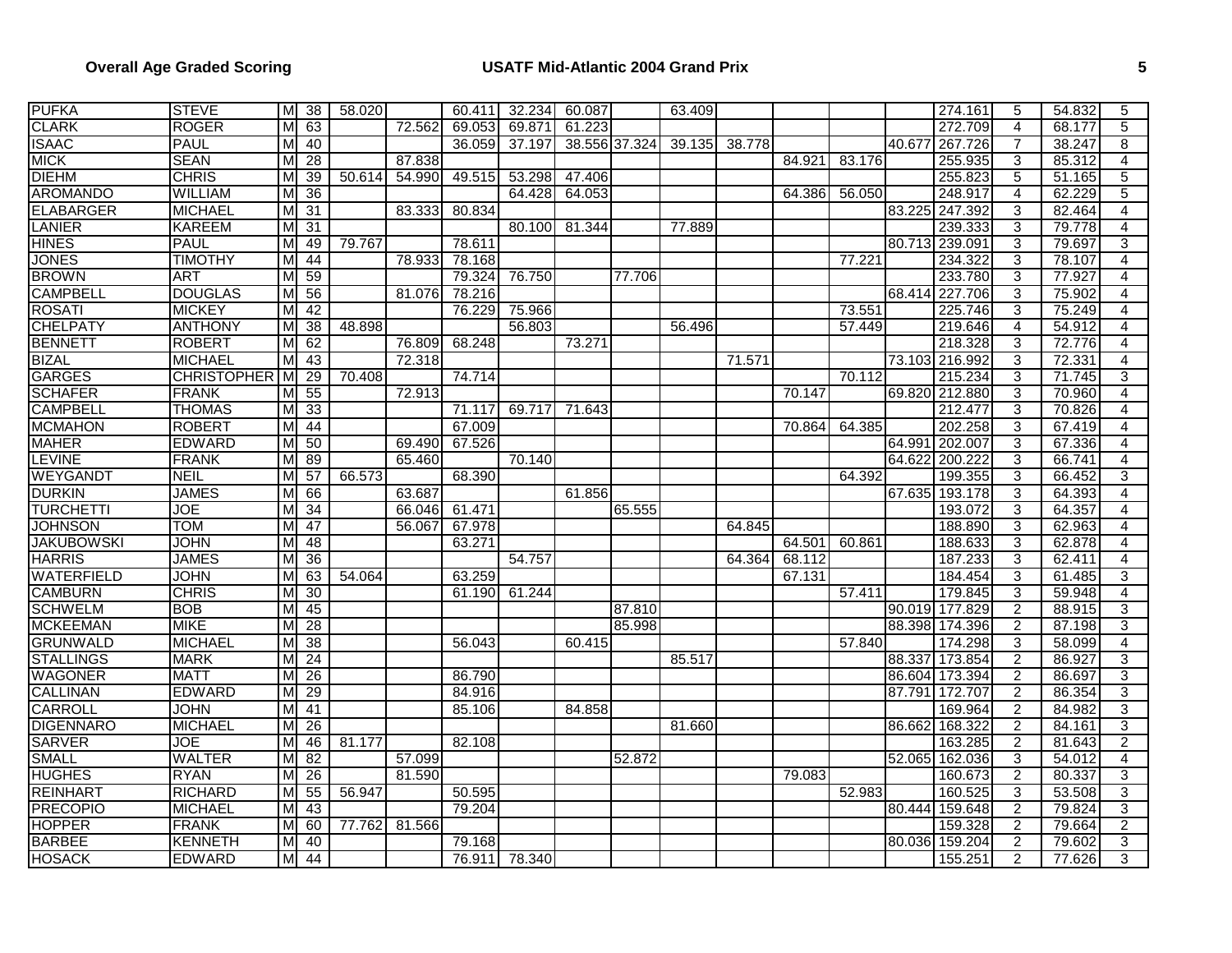**Overall Age Graded Scoring** **USATF Mid-Atlantic 2004 Grand Prix**

| | | | | | | | | | | | | | | | | | | |
|---|---|---|---|---|---|---|---|---|---|---|---|---|---|---|---|---|---|---|
| PUFKA | STEVE | M | 38 | 58.020 | | 60.411 | 32.234 | 60.087 | | 63.409 | | | | | 274.161 | 5 | 54.832 | 5 |
| CLARK | ROGER | M | 63 | | 72.562 | 69.053 | 69.871 | 61.223 | | | | | | | 272.709 | 4 | 68.177 | 5 |
| ISAAC | PAUL | M | 40 | | | 36.059 | 37.197 | 38.556 | 37.324 | 39.135 | 38.778 | | | 40.677 | 267.726 | 7 | 38.247 | 8 |
| MICK | SEAN | M | 28 | | 87.838 | | | | | | | 84.921 | 83.176 | | 255.935 | 3 | 85.312 | 4 |
| DIEHM | CHRIS | M | 39 | 50.614 | 54.990 | 49.515 | 53.298 | 47.406 | | | | | | | 255.823 | 5 | 51.165 | 5 |
| AROMANDO | WILLIAM | M | 36 | | | | 64.428 | 64.053 | | | | 64.386 | 56.050 | | 248.917 | 4 | 62.229 | 5 |
| ELABARGER | MICHAEL | M | 31 | | 83.333 | 80.834 | | | | | | | | 83.225 | 247.392 | 3 | 82.464 | 4 |
| LANIER | KAREEM | M | 31 | | | | 80.100 | 81.344 | | 77.889 | | | | | 239.333 | 3 | 79.778 | 4 |
| HINES | PAUL | M | 49 | 79.767 | | 78.611 | | | | | | | | 80.713 | 239.091 | 3 | 79.697 | 3 |
| JONES | TIMOTHY | M | 44 | | 78.933 | 78.168 | | | | | | | 77.221 | | 234.322 | 3 | 78.107 | 4 |
| BROWN | ART | M | 59 | | | 79.324 | 76.750 | | 77.706 | | | | | | 233.780 | 3 | 77.927 | 4 |
| CAMPBELL | DOUGLAS | M | 56 | | 81.076 | 78.216 | | | | | | | | 68.414 | 227.706 | 3 | 75.902 | 4 |
| ROSATI | MICKEY | M | 42 | | | 76.229 | 75.966 | | | | | | 73.551 | | 225.746 | 3 | 75.249 | 4 |
| CHELPATY | ANTHONY | M | 38 | 48.898 | | | 56.803 | | | 56.496 | | | 57.449 | | 219.646 | 4 | 54.912 | 4 |
| BENNETT | ROBERT | M | 62 | | 76.809 | 68.248 | | 73.271 | | | | | | | 218.328 | 3 | 72.776 | 4 |
| BIZAL | MICHAEL | M | 43 | | 72.318 | | | | | | 71.571 | | | 73.103 | 216.992 | 3 | 72.331 | 4 |
| GARGES | CHRISTOPHER | M | 29 | 70.408 | | 74.714 | | | | | | | 70.112 | | 215.234 | 3 | 71.745 | 3 |
| SCHAFER | FRANK | M | 55 | | 72.913 | | | | | | | 70.147 | | 69.820 | 212.880 | 3 | 70.960 | 4 |
| CAMPBELL | THOMAS | M | 33 | | | 71.117 | 69.717 | 71.643 | | | | | | | 212.477 | 3 | 70.826 | 4 |
| MCMAHON | ROBERT | M | 44 | | | 67.009 | | | | | | 70.864 | 64.385 | | 202.258 | 3 | 67.419 | 4 |
| MAHER | EDWARD | M | 50 | | 69.490 | 67.526 | | | | | | | | 64.991 | 202.007 | 3 | 67.336 | 4 |
| LEVINE | FRANK | M | 89 | | 65.460 | | 70.140 | | | | | | | 64.622 | 200.222 | 3 | 66.741 | 4 |
| WEYGANDT | NEIL | M | 57 | 66.573 | | 68.390 | | | | | | | 64.392 | | 199.355 | 3 | 66.452 | 3 |
| DURKIN | JAMES | M | 66 | | 63.687 | | | 61.856 | | | | | | 67.635 | 193.178 | 3 | 64.393 | 4 |
| TURCHETTI | JOE | M | 34 | | 66.046 | 61.471 | | | 65.555 | | | | | | 193.072 | 3 | 64.357 | 4 |
| JOHNSON | TOM | M | 47 | | 56.067 | 67.978 | | | | | 64.845 | | | | 188.890 | 3 | 62.963 | 4 |
| JAKUBOWSKI | JOHN | M | 48 | | | 63.271 | | | | | | 64.501 | 60.861 | | 188.633 | 3 | 62.878 | 4 |
| HARRIS | JAMES | M | 36 | | | | 54.757 | | | | 64.364 | 68.112 | | | 187.233 | 3 | 62.411 | 4 |
| WATERFIELD | JOHN | M | 63 | 54.064 | | 63.259 | | | | | | 67.131 | | | 184.454 | 3 | 61.485 | 3 |
| CAMBURN | CHRIS | M | 30 | | | 61.190 | 61.244 | | | | | | 57.411 | | 179.845 | 3 | 59.948 | 4 |
| SCHWELM | BOB | M | 45 | | | | | | 87.810 | | | | | 90.019 | 177.829 | 2 | 88.915 | 3 |
| MCKEEMAN | MIKE | M | 28 | | | | | | 85.998 | | | | | 88.398 | 174.396 | 2 | 87.198 | 3 |
| GRUNWALD | MICHAEL | M | 38 | | | 56.043 | | 60.415 | | | | | 57.840 | | 174.298 | 3 | 58.099 | 4 |
| STALLINGS | MARK | M | 24 | | | | | | | 85.517 | | | | 88.337 | 173.854 | 2 | 86.927 | 3 |
| WAGONER | MATT | M | 26 | | | 86.790 | | | | | | | | 86.604 | 173.394 | 2 | 86.697 | 3 |
| CALLINAN | EDWARD | M | 29 | | | 84.916 | | | | | | | | 87.791 | 172.707 | 2 | 86.354 | 3 |
| CARROLL | JOHN | M | 41 | | | 85.106 | | 84.858 | | | | | | | 169.964 | 2 | 84.982 | 3 |
| DIGENNARO | MICHAEL | M | 26 | | | | | | | 81.660 | | | | 86.662 | 168.322 | 2 | 84.161 | 3 |
| SARVER | JOE | M | 46 | 81.177 | | 82.108 | | | | | | | | | 163.285 | 2 | 81.643 | 2 |
| SMALL | WALTER | M | 82 | | 57.099 | | | | 52.872 | | | | | 52.065 | 162.036 | 3 | 54.012 | 4 |
| HUGHES | RYAN | M | 26 | | 81.590 | | | | | | | 79.083 | | | 160.673 | 2 | 80.337 | 3 |
| REINHART | RICHARD | M | 55 | 56.947 | | 50.595 | | | | | | | 52.983 | | 160.525 | 3 | 53.508 | 3 |
| PRECOPIO | MICHAEL | M | 43 | | | 79.204 | | | | | | | | 80.444 | 159.648 | 2 | 79.824 | 3 |
| HOPPER | FRANK | M | 60 | 77.762 | 81.566 | | | | | | | | | | 159.328 | 2 | 79.664 | 2 |
| BARBEE | KENNETH | M | 40 | | | 79.168 | | | | | | | | 80.036 | 159.204 | 2 | 79.602 | 3 |
| HOSACK | EDWARD | M | 44 | | | 76.911 | 78.340 | | | | | | | | 155.251 | 2 | 77.626 | 3 |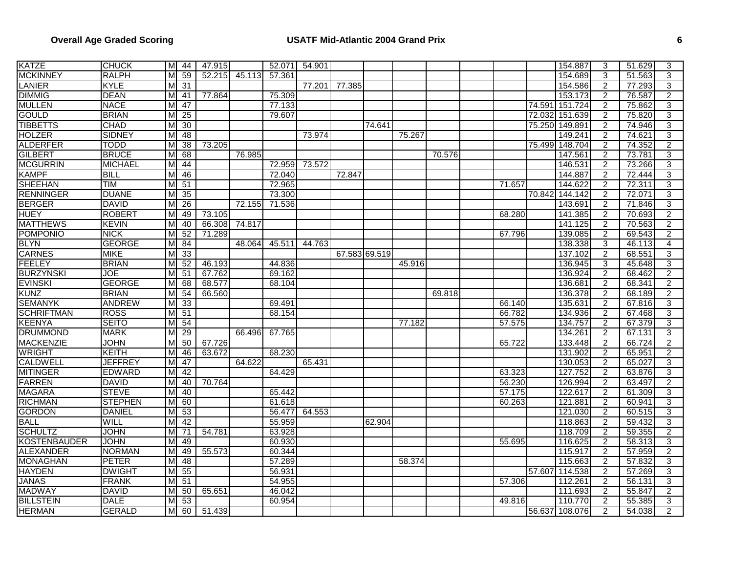| | | | | | | | | | | | | | | | | | | |
|---|---|---|---|---|---|---|---|---|---|---|---|---|---|---|---|---|---|---|
| KATZE | CHUCK | M | 44 | 47.915 | | 52.071 | 54.901 | | | | | | | | 154.887 | 3 | 51.629 | 3 |
| MCKINNEY | RALPH | M | 59 | 52.215 | 45.113 | 57.361 | | | | | | | | | 154.689 | 3 | 51.563 | 3 |
| LANIER | KYLE | M | 31 | | | | 77.201 | 77.385 | | | | | | | 154.586 | 2 | 77.293 | 3 |
| DIMMIG | DEAN | M | 41 | 77.864 | | 75.309 | | | | | | | | | 153.173 | 2 | 76.587 | 2 |
| MULLEN | NACE | M | 47 | | | 77.133 | | | | | | | | 74.591 | 151.724 | 2 | 75.862 | 3 |
| GOULD | BRIAN | M | 25 | | | 79.607 | | | | | | | | 72.032 | 151.639 | 2 | 75.820 | 3 |
| TIBBETTS | CHAD | M | 30 | | | | | | 74.641 | | | | | 75.250 | 149.891 | 2 | 74.946 | 3 |
| HOLZER | SIDNEY | M | 48 | | | | 73.974 | | | 75.267 | | | | | 149.241 | 2 | 74.621 | 3 |
| ALDERFER | TODD | M | 38 | 73.205 | | | | | | | | | | 75.499 | 148.704 | 2 | 74.352 | 2 |
| GILBERT | BRUCE | M | 68 | | 76.985 | | | | | | 70.576 | | | | 147.561 | 2 | 73.781 | 3 |
| MCGURRIN | MICHAEL | M | 44 | | | 72.959 | 73.572 | | | | | | | | 146.531 | 2 | 73.266 | 3 |
| KAMPF | BILL | M | 46 | | | 72.040 | | 72.847 | | | | | | | 144.887 | 2 | 72.444 | 3 |
| SHEEHAN | TIM | M | 51 | | | 72.965 | | | | | | | 71.657 | | 144.622 | 2 | 72.311 | 3 |
| RENNINGER | DUANE | M | 35 | | | 73.300 | | | | | | | | 70.842 | 144.142 | 2 | 72.071 | 3 |
| BERGER | DAVID | M | 26 | | 72.155 | 71.536 | | | | | | | | | 143.691 | 2 | 71.846 | 3 |
| HUEY | ROBERT | M | 49 | 73.105 | | | | | | | | | 68.280 | | 141.385 | 2 | 70.693 | 2 |
| MATTHEWS | KEVIN | M | 40 | 66.308 | 74.817 | | | | | | | | | | 141.125 | 2 | 70.563 | 2 |
| POMPONIO | NICK | M | 52 | 71.289 | | | | | | | | | 67.796 | | 139.085 | 2 | 69.543 | 2 |
| BLYN | GEORGE | M | 84 | | 48.064 | 45.511 | 44.763 | | | | | | | | 138.338 | 3 | 46.113 | 4 |
| CARNES | MIKE | M | 33 | | | | | 67.583 | 69.519 | | | | | | 137.102 | 2 | 68.551 | 3 |
| FEELEY | BRIAN | M | 52 | 46.193 | | 44.836 | | | | 45.916 | | | | | 136.945 | 3 | 45.648 | 3 |
| BURZYNSKI | JOE | M | 51 | 67.762 | | 69.162 | | | | | | | | | 136.924 | 2 | 68.462 | 2 |
| EVINSKI | GEORGE | M | 68 | 68.577 | | 68.104 | | | | | | | | | 136.681 | 2 | 68.341 | 2 |
| KUNZ | BRIAN | M | 54 | 66.560 | | | | | | | 69.818 | | | | 136.378 | 2 | 68.189 | 2 |
| SEMANYK | ANDREW | M | 33 | | | 69.491 | | | | | | | 66.140 | | 135.631 | 2 | 67.816 | 3 |
| SCHRIFTMAN | ROSS | M | 51 | | | 68.154 | | | | | | | 66.782 | | 134.936 | 2 | 67.468 | 3 |
| KEENYA | SEITO | M | 54 | | | | | | | 77.182 | | | 57.575 | | 134.757 | 2 | 67.379 | 3 |
| DRUMMOND | MARK | M | 29 | | 66.496 | 67.765 | | | | | | | | | 134.261 | 2 | 67.131 | 3 |
| MACKENZIE | JOHN | M | 50 | 67.726 | | | | | | | | | 65.722 | | 133.448 | 2 | 66.724 | 2 |
| WRIGHT | KEITH | M | 46 | 63.672 | | 68.230 | | | | | | | | | 131.902 | 2 | 65.951 | 2 |
| CALDWELL | JEFFREY | M | 47 | | 64.622 | | 65.431 | | | | | | | | 130.053 | 2 | 65.027 | 3 |
| MITINGER | EDWARD | M | 42 | | | 64.429 | | | | | | | 63.323 | | 127.752 | 2 | 63.876 | 3 |
| FARREN | DAVID | M | 40 | 70.764 | | | | | | | | | 56.230 | | 126.994 | 2 | 63.497 | 2 |
| MAGARA | STEVE | M | 40 | | | 65.442 | | | | | | | 57.175 | | 122.617 | 2 | 61.309 | 3 |
| RICHMAN | STEPHEN | M | 60 | | | 61.618 | | | | | | | 60.263 | | 121.881 | 2 | 60.941 | 3 |
| GORDON | DANIEL | M | 53 | | | 56.477 | 64.553 | | | | | | | | 121.030 | 2 | 60.515 | 3 |
| BALL | WILL | M | 42 | | | 55.959 | | | 62.904 | | | | | | 118.863 | 2 | 59.432 | 3 |
| SCHULTZ | JOHN | M | 71 | 54.781 | | 63.928 | | | | | | | | | 118.709 | 2 | 59.355 | 2 |
| KOSTENBAUDER | JOHN | M | 49 | | | 60.930 | | | | | | | 55.695 | | 116.625 | 2 | 58.313 | 3 |
| ALEXANDER | NORMAN | M | 49 | 55.573 | | 60.344 | | | | | | | | | 115.917 | 2 | 57.959 | 2 |
| MONAGHAN | PETER | M | 48 | | | 57.289 | | | | 58.374 | | | | | 115.663 | 2 | 57.832 | 3 |
| HAYDEN | DWIGHT | M | 55 | | | 56.931 | | | | | | | | 57.607 | 114.538 | 2 | 57.269 | 3 |
| JANAS | FRANK | M | 51 | | | 54.955 | | | | | | | 57.306 | | 112.261 | 2 | 56.131 | 3 |
| MADWAY | DAVID | M | 50 | 65.651 | | 46.042 | | | | | | | | | 111.693 | 2 | 55.847 | 2 |
| BILLSTEIN | DALE | M | 53 | | | 60.954 | | | | | | | 49.816 | | 110.770 | 2 | 55.385 | 3 |
| HERMAN | GERALD | M | 60 | 51.439 | | | | | | | | | | 56.637 | 108.076 | 2 | 54.038 | 2 |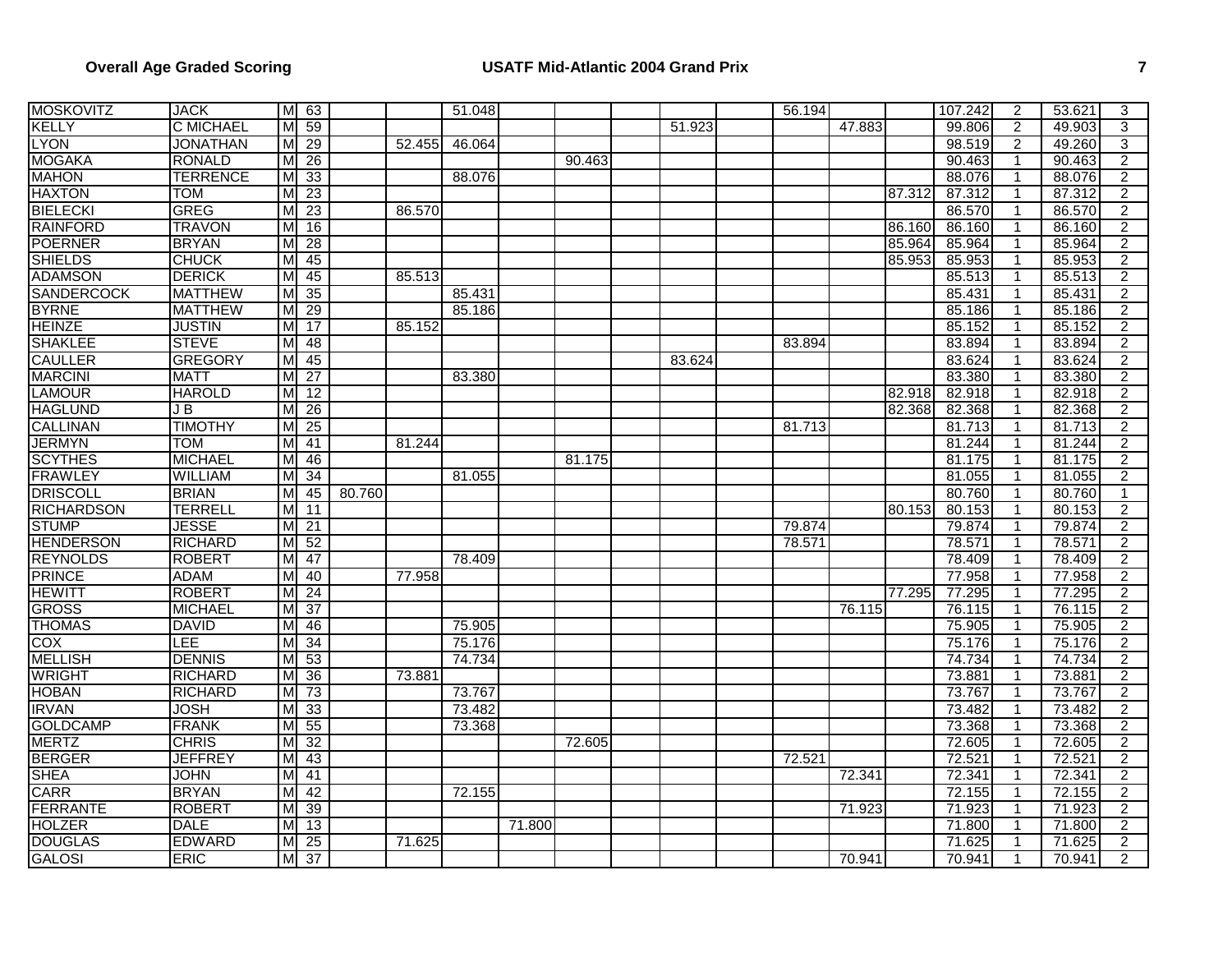| | | | | | | | | | | | | | | | | | | |
|---|---|---|---|---|---|---|---|---|---|---|---|---|---|---|---|---|---|---|
| MOSKOVITZ | JACK | M | 63 | | | 51.048 | | | | | | 56.194 | | | 107.242 | 2 | 53.621 | 3 |
| KELLY | C MICHAEL | M | 59 | | | | | | | 51.923 | | | 47.883 | | 99.806 | 2 | 49.903 | 3 |
| LYON | JONATHAN | M | 29 | | 52.455 | 46.064 | | | | | | | | | 98.519 | 2 | 49.260 | 3 |
| MOGAKA | RONALD | M | 26 | | | | | 90.463 | | | | | | | 90.463 | 1 | 90.463 | 2 |
| MAHON | TERRENCE | M | 33 | | | 88.076 | | | | | | | | | 88.076 | 1 | 88.076 | 2 |
| HAXTON | TOM | M | 23 | | | | | | | | | | | 87.312 | 87.312 | 1 | 87.312 | 2 |
| BIELECKI | GREG | M | 23 | | 86.570 | | | | | | | | | | 86.570 | 1 | 86.570 | 2 |
| RAINFORD | TRAVON | M | 16 | | | | | | | | | | | 86.160 | 86.160 | 1 | 86.160 | 2 |
| POERNER | BRYAN | M | 28 | | | | | | | | | | | 85.964 | 85.964 | 1 | 85.964 | 2 |
| SHIELDS | CHUCK | M | 45 | | | | | | | | | | | 85.953 | 85.953 | 1 | 85.953 | 2 |
| ADAMSON | DERICK | M | 45 | | 85.513 | | | | | | | | | | 85.513 | 1 | 85.513 | 2 |
| SANDERCOCK | MATTHEW | M | 35 | | | 85.431 | | | | | | | | | 85.431 | 1 | 85.431 | 2 |
| BYRNE | MATTHEW | M | 29 | | | 85.186 | | | | | | | | | 85.186 | 1 | 85.186 | 2 |
| HEINZE | JUSTIN | M | 17 | | 85.152 | | | | | | | | | | 85.152 | 1 | 85.152 | 2 |
| SHAKLEE | STEVE | M | 48 | | | | | | | | | 83.894 | | | 83.894 | 1 | 83.894 | 2 |
| CAULLER | GREGORY | M | 45 | | | | | | | 83.624 | | | | | 83.624 | 1 | 83.624 | 2 |
| MARCINI | MATT | M | 27 | | | 83.380 | | | | | | | | | 83.380 | 1 | 83.380 | 2 |
| LAMOUR | HAROLD | M | 12 | | | | | | | | | | | 82.918 | 82.918 | 1 | 82.918 | 2 |
| HAGLUND | J B | M | 26 | | | | | | | | | | | 82.368 | 82.368 | 1 | 82.368 | 2 |
| CALLINAN | TIMOTHY | M | 25 | | | | | | | | | 81.713 | | | 81.713 | 1 | 81.713 | 2 |
| JERMYN | TOM | M | 41 | | 81.244 | | | | | | | | | | 81.244 | 1 | 81.244 | 2 |
| SCYTHES | MICHAEL | M | 46 | | | | | 81.175 | | | | | | | 81.175 | 1 | 81.175 | 2 |
| FRAWLEY | WILLIAM | M | 34 | | | 81.055 | | | | | | | | | 81.055 | 1 | 81.055 | 2 |
| DRISCOLL | BRIAN | M | 45 | 80.760 | | | | | | | | | | | 80.760 | 1 | 80.760 | 1 |
| RICHARDSON | TERRELL | M | 11 | | | | | | | | | | | 80.153 | 80.153 | 1 | 80.153 | 2 |
| STUMP | JESSE | M | 21 | | | | | | | | | 79.874 | | | 79.874 | 1 | 79.874 | 2 |
| HENDERSON | RICHARD | M | 52 | | | | | | | | | 78.571 | | | 78.571 | 1 | 78.571 | 2 |
| REYNOLDS | ROBERT | M | 47 | | | 78.409 | | | | | | | | | 78.409 | 1 | 78.409 | 2 |
| PRINCE | ADAM | M | 40 | | 77.958 | | | | | | | | | | 77.958 | 1 | 77.958 | 2 |
| HEWITT | ROBERT | M | 24 | | | | | | | | | | | 77.295 | 77.295 | 1 | 77.295 | 2 |
| GROSS | MICHAEL | M | 37 | | | | | | | | | | 76.115 | | 76.115 | 1 | 76.115 | 2 |
| THOMAS | DAVID | M | 46 | | | 75.905 | | | | | | | | | 75.905 | 1 | 75.905 | 2 |
| COX | LEE | M | 34 | | | 75.176 | | | | | | | | | 75.176 | 1 | 75.176 | 2 |
| MELLISH | DENNIS | M | 53 | | | 74.734 | | | | | | | | | 74.734 | 1 | 74.734 | 2 |
| WRIGHT | RICHARD | M | 36 | | 73.881 | | | | | | | | | | 73.881 | 1 | 73.881 | 2 |
| HOBAN | RICHARD | M | 73 | | | 73.767 | | | | | | | | | 73.767 | 1 | 73.767 | 2 |
| IRVAN | JOSH | M | 33 | | | 73.482 | | | | | | | | | 73.482 | 1 | 73.482 | 2 |
| GOLDCAMP | FRANK | M | 55 | | | 73.368 | | | | | | | | | 73.368 | 1 | 73.368 | 2 |
| MERTZ | CHRIS | M | 32 | | | | | 72.605 | | | | | | | 72.605 | 1 | 72.605 | 2 |
| BERGER | JEFFREY | M | 43 | | | | | | | | | 72.521 | | | 72.521 | 1 | 72.521 | 2 |
| SHEA | JOHN | M | 41 | | | | | | | | | | 72.341 | | 72.341 | 1 | 72.341 | 2 |
| CARR | BRYAN | M | 42 | | | 72.155 | | | | | | | | | 72.155 | 1 | 72.155 | 2 |
| FERRANTE | ROBERT | M | 39 | | | | | | | | | | 71.923 | | 71.923 | 1 | 71.923 | 2 |
| HOLZER | DALE | M | 13 | | | | 71.800 | | | | | | | | 71.800 | 1 | 71.800 | 2 |
| DOUGLAS | EDWARD | M | 25 | | 71.625 | | | | | | | | | | 71.625 | 1 | 71.625 | 2 |
| GALOSI | ERIC | M | 37 | | | | | | | | | | 70.941 | | 70.941 | 1 | 70.941 | 2 |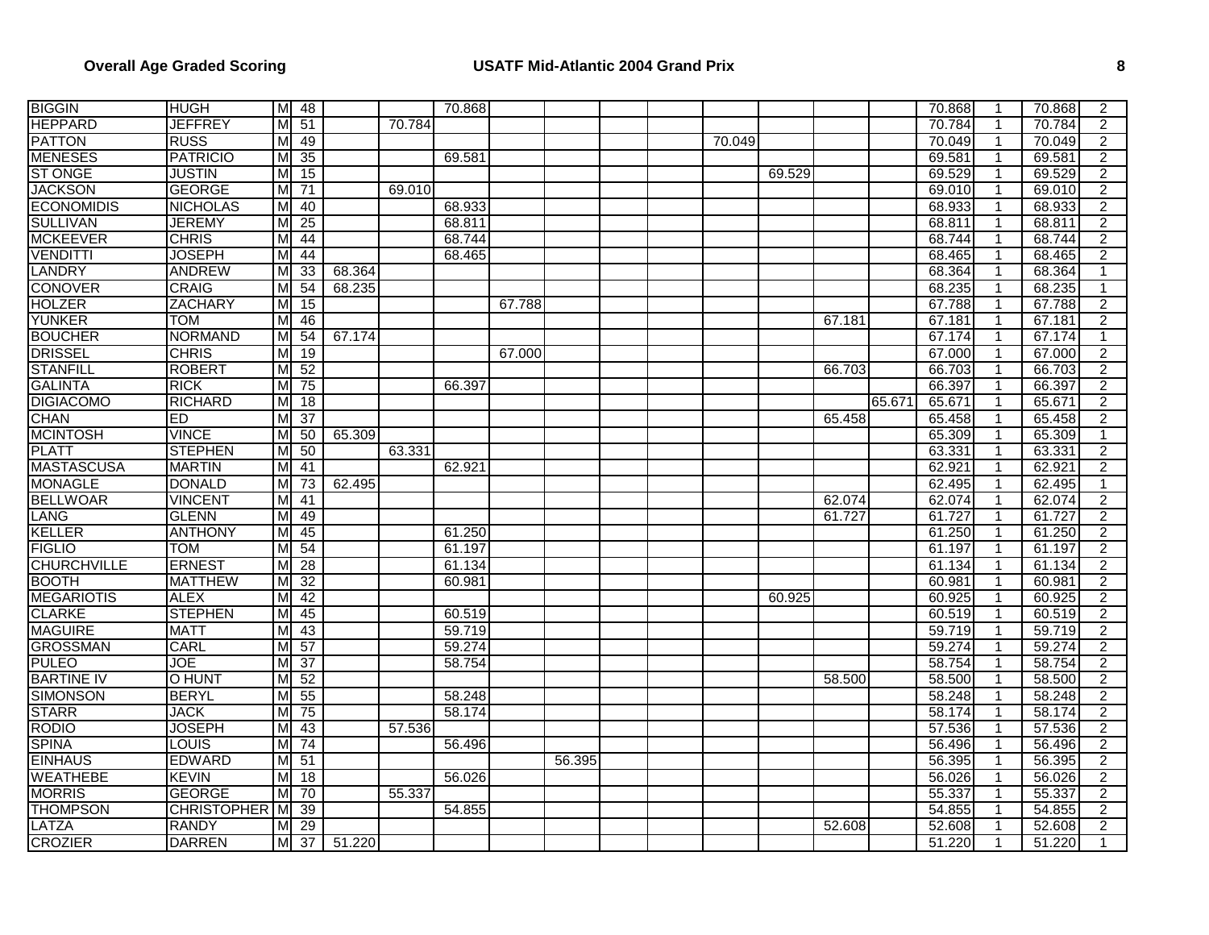| | | | | | | | | | | | | | | | | | | |
|---|---|---|---|---|---|---|---|---|---|---|---|---|---|---|---|---|---|---|
| BIGGIN | HUGH | M | 48 | | | 70.868 | | | | | | | | | 70.868 | 1 | 70.868 | 2 |
| HEPPARD | JEFFREY | M | 51 | | 70.784 | | | | | | | | | | 70.784 | 1 | 70.784 | 2 |
| PATTON | RUSS | M | 49 | | | | | | | | 70.049 | | | | 70.049 | 1 | 70.049 | 2 |
| MENESES | PATRICIO | M | 35 | | | 69.581 | | | | | | | | | 69.581 | 1 | 69.581 | 2 |
| ST ONGE | JUSTIN | M | 15 | | | | | | | | | 69.529 | | | 69.529 | 1 | 69.529 | 2 |
| JACKSON | GEORGE | M | 71 | | 69.010 | | | | | | | | | | 69.010 | 1 | 69.010 | 2 |
| ECONOMIDIS | NICHOLAS | M | 40 | | | 68.933 | | | | | | | | | 68.933 | 1 | 68.933 | 2 |
| SULLIVAN | JEREMY | M | 25 | | | 68.811 | | | | | | | | | 68.811 | 1 | 68.811 | 2 |
| MCKEEVER | CHRIS | M | 44 | | | 68.744 | | | | | | | | | 68.744 | 1 | 68.744 | 2 |
| VENDITTI | JOSEPH | M | 44 | | | 68.465 | | | | | | | | | 68.465 | 1 | 68.465 | 2 |
| LANDRY | ANDREW | M | 33 | 68.364 | | | | | | | | | | | 68.364 | 1 | 68.364 | 1 |
| CONOVER | CRAIG | M | 54 | 68.235 | | | | | | | | | | | 68.235 | 1 | 68.235 | 1 |
| HOLZER | ZACHARY | M | 15 | | | | 67.788 | | | | | | | | 67.788 | 1 | 67.788 | 2 |
| YUNKER | TOM | M | 46 | | | | | | | | | | 67.181 | | 67.181 | 1 | 67.181 | 2 |
| BOUCHER | NORMAND | M | 54 | 67.174 | | | | | | | | | | | 67.174 | 1 | 67.174 | 1 |
| DRISSEL | CHRIS | M | 19 | | | | 67.000 | | | | | | | | 67.000 | 1 | 67.000 | 2 |
| STANFILL | ROBERT | M | 52 | | | | | | | | | | 66.703 | | 66.703 | 1 | 66.703 | 2 |
| GALINTA | RICK | M | 75 | | | 66.397 | | | | | | | | | 66.397 | 1 | 66.397 | 2 |
| DIGIACOMO | RICHARD | M | 18 | | | | | | | | | | | 65.671 | 65.671 | 1 | 65.671 | 2 |
| CHAN | ED | M | 37 | | | | | | | | | | 65.458 | | 65.458 | 1 | 65.458 | 2 |
| MCINTOSH | VINCE | M | 50 | 65.309 | | | | | | | | | | | 65.309 | 1 | 65.309 | 1 |
| PLATT | STEPHEN | M | 50 | | 63.331 | | | | | | | | | | 63.331 | 1 | 63.331 | 2 |
| MASTASCUSA | MARTIN | M | 41 | | | 62.921 | | | | | | | | | 62.921 | 1 | 62.921 | 2 |
| MONAGLE | DONALD | M | 73 | 62.495 | | | | | | | | | | | 62.495 | 1 | 62.495 | 1 |
| BELLWOAR | VINCENT | M | 41 | | | | | | | | | | 62.074 | | 62.074 | 1 | 62.074 | 2 |
| LANG | GLENN | M | 49 | | | | | | | | | | 61.727 | | 61.727 | 1 | 61.727 | 2 |
| KELLER | ANTHONY | M | 45 | | | 61.250 | | | | | | | | | 61.250 | 1 | 61.250 | 2 |
| FIGLIO | TOM | M | 54 | | | 61.197 | | | | | | | | | 61.197 | 1 | 61.197 | 2 |
| CHURCHVILLE | ERNEST | M | 28 | | | 61.134 | | | | | | | | | 61.134 | 1 | 61.134 | 2 |
| BOOTH | MATTHEW | M | 32 | | | 60.981 | | | | | | | | | 60.981 | 1 | 60.981 | 2 |
| MEGARIOTIS | ALEX | M | 42 | | | | | | | | | 60.925 | | | 60.925 | 1 | 60.925 | 2 |
| CLARKE | STEPHEN | M | 45 | | | 60.519 | | | | | | | | | 60.519 | 1 | 60.519 | 2 |
| MAGUIRE | MATT | M | 43 | | | 59.719 | | | | | | | | | 59.719 | 1 | 59.719 | 2 |
| GROSSMAN | CARL | M | 57 | | | 59.274 | | | | | | | | | 59.274 | 1 | 59.274 | 2 |
| PULEO | JOE | M | 37 | | | 58.754 | | | | | | | | | 58.754 | 1 | 58.754 | 2 |
| BARTINE IV | O HUNT | M | 52 | | | | | | | | | | 58.500 | | 58.500 | 1 | 58.500 | 2 |
| SIMONSON | BERYL | M | 55 | | | 58.248 | | | | | | | | | 58.248 | 1 | 58.248 | 2 |
| STARR | JACK | M | 75 | | | 58.174 | | | | | | | | | 58.174 | 1 | 58.174 | 2 |
| RODIO | JOSEPH | M | 43 | | 57.536 | | | | | | | | | | 57.536 | 1 | 57.536 | 2 |
| SPINA | LOUIS | M | 74 | | | 56.496 | | | | | | | | | 56.496 | 1 | 56.496 | 2 |
| EINHAUS | EDWARD | M | 51 | | | | | 56.395 | | | | | | | 56.395 | 1 | 56.395 | 2 |
| WEATHEBE | KEVIN | M | 18 | | | 56.026 | | | | | | | | | 56.026 | 1 | 56.026 | 2 |
| MORRIS | GEORGE | M | 70 | | 55.337 | | | | | | | | | | 55.337 | 1 | 55.337 | 2 |
| THOMPSON | CHRISTOPHER | M | 39 | | | 54.855 | | | | | | | | | 54.855 | 1 | 54.855 | 2 |
| LATZA | RANDY | M | 29 | | | | | | | | | | 52.608 | | 52.608 | 1 | 52.608 | 2 |
| CROZIER | DARREN | M | 37 | 51.220 | | | | | | | | | | | 51.220 | 1 | 51.220 | 1 |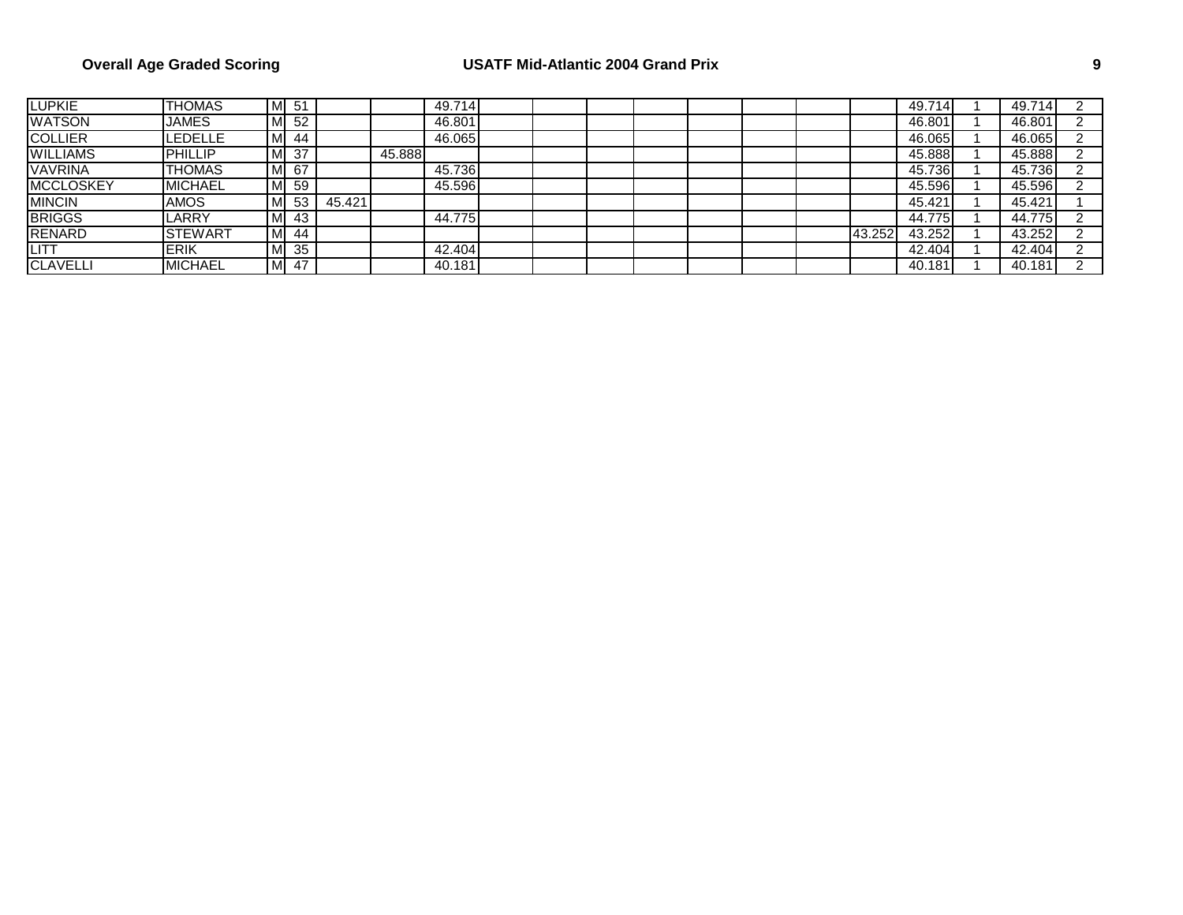| | | | | | | | | | | | | | | | | | | |
|---|---|---|---|---|---|---|---|---|---|---|---|---|---|---|---|---|---|---|
| LUPKIE | THOMAS | M | 51 | | | 49.714 | | | | | | | | | 49.714 | 1 | 49.714 | 2 |
| WATSON | JAMES | M | 52 | | | 46.801 | | | | | | | | | 46.801 | 1 | 46.801 | 2 |
| COLLIER | LEDELLE | M | 44 | | | 46.065 | | | | | | | | | 46.065 | 1 | 46.065 | 2 |
| WILLIAMS | PHILLIP | M | 37 | | 45.888 | | | | | | | | | | 45.888 | 1 | 45.888 | 2 |
| VAVRINA | THOMAS | M | 67 | | | 45.736 | | | | | | | | | 45.736 | 1 | 45.736 | 2 |
| MCCLOSKEY | MICHAEL | M | 59 | | | 45.596 | | | | | | | | | 45.596 | 1 | 45.596 | 2 |
| MINCIN | AMOS | M | 53 | 45.421 | | | | | | | | | | | 45.421 | 1 | 45.421 | 1 |
| BRIGGS | LARRY | M | 43 | | | 44.775 | | | | | | | | | 44.775 | 1 | 44.775 | 2 |
| RENARD | STEWART | M | 44 | | | | | | | | | | | 43.252 | 43.252 | 1 | 43.252 | 2 |
| LITT | ERIK | M | 35 | | | 42.404 | | | | | | | | | 42.404 | 1 | 42.404 | 2 |
| CLAVELLI | MICHAEL | M | 47 | | | 40.181 | | | | | | | | | 40.181 | 1 | 40.181 | 2 |